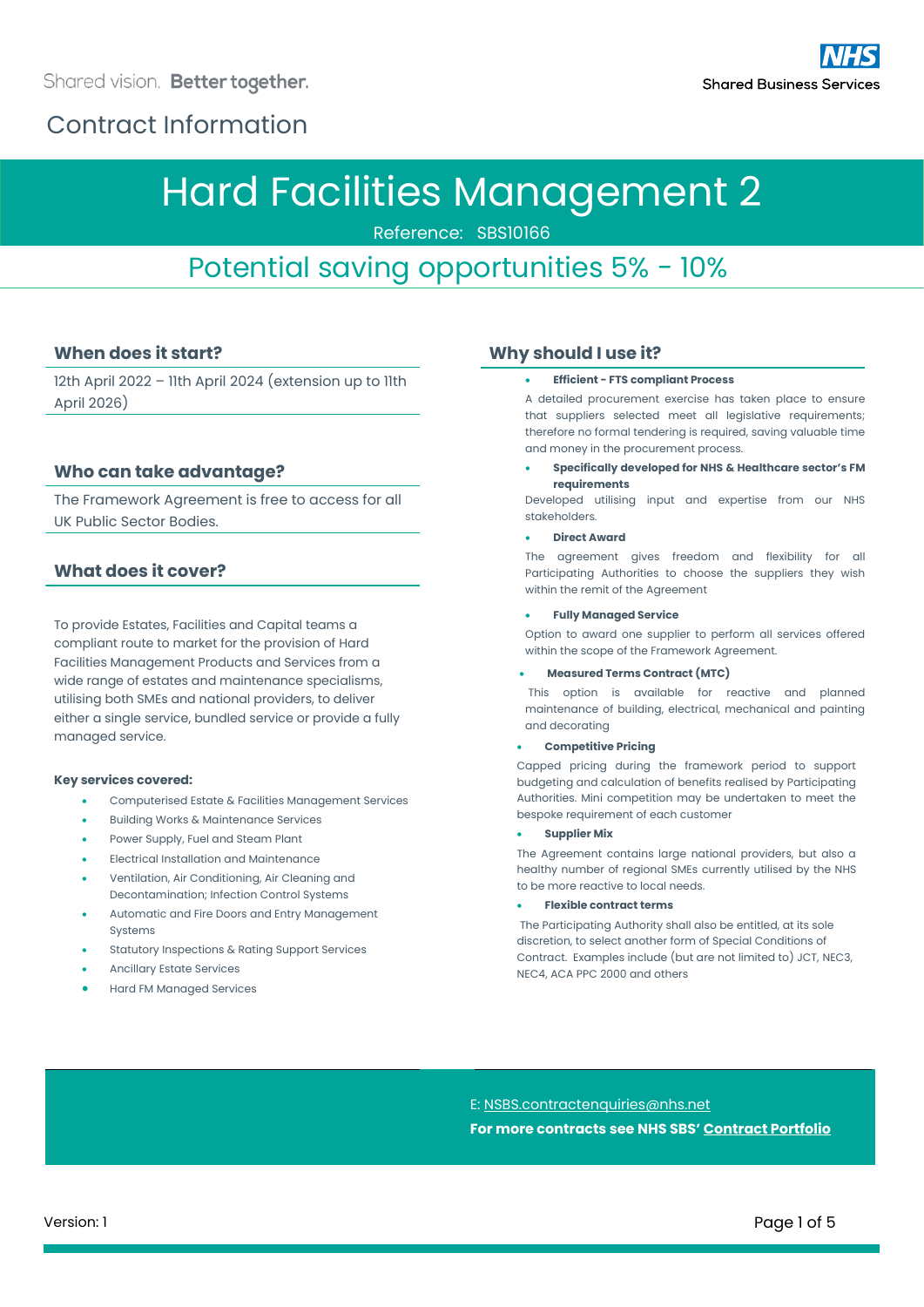Shared vision. **Better together.**

NHS Shared Business Services

Contract Information

# Hard Facilities Management 2

Reference: SBS10166

## Potential saving opportunities 5% - 10%

### When does it start?

12th April 2022 – 11th April 2024 (extension up to 11th April 2026)

### Who can take advantage?

The Framework Agreement is free to access for all UK Public Sector Bodies.

### What does it cover?

To provide Estates, Facilities and Capital teams a compliant route to market for the provision of Hard Facilities Management Products and Services from a wide range of estates and maintenance specialisms, utilising both SMEs and national providers, to deliver either a single service, bundled service or provide a fully managed service.

**Key services covered:**

- Computerised Estate & Facilities Management Services
- Building Works & Maintenance Services
- Power Supply, Fuel and Steam Plant
- Electrical Installation and Maintenance
- Ventilation, Air Conditioning, Air Cleaning and Decontamination; Infection Control Systems
- Automatic and Fire Doors and Entry Management Systems
- Statutory Inspections & Rating Support Services
- Ancillary Estate Services
- Hard FM Managed Services

### Why should I use it?

- **Efficient - FTS compliant Process**

  A detailed procurement exercise has taken place to ensure that suppliers selected meet all legislative requirements; therefore no formal tendering is required, saving valuable time and money in the procurement process.

- **Specifically developed for NHS & Healthcare sector's FM requirements**

  Developed utilising input and expertise from our NHS stakeholders.

- **Direct Award**

  The agreement gives freedom and flexibility for all Participating Authorities to choose the suppliers they wish within the remit of the Agreement

- **Fully Managed Service**

  Option to award one supplier to perform all services offered within the scope of the Framework Agreement.

- **Measured Terms Contract (MTC)**

  This option is available for reactive and planned maintenance of building, electrical, mechanical and painting and decorating

- **Competitive Pricing**

  Capped pricing during the framework period to support budgeting and calculation of benefits realised by Participating Authorities. Mini competition may be undertaken to meet the bespoke requirement of each customer

- **Supplier Mix**

  The Agreement contains large national providers, but also a healthy number of regional SMEs currently utilised by the NHS to be more reactive to local needs.

- **Flexible contract terms**

  The Participating Authority shall also be entitled, at its sole discretion, to select another form of Special Conditions of Contract. Examples include (but are not limited to) JCT, NEC3, NEC4, ACA PPC 2000 and others

E: NSBS.contractenquiries@nhs.net

**For more contracts see NHS SBS' Contract Portfolio**

Version: 1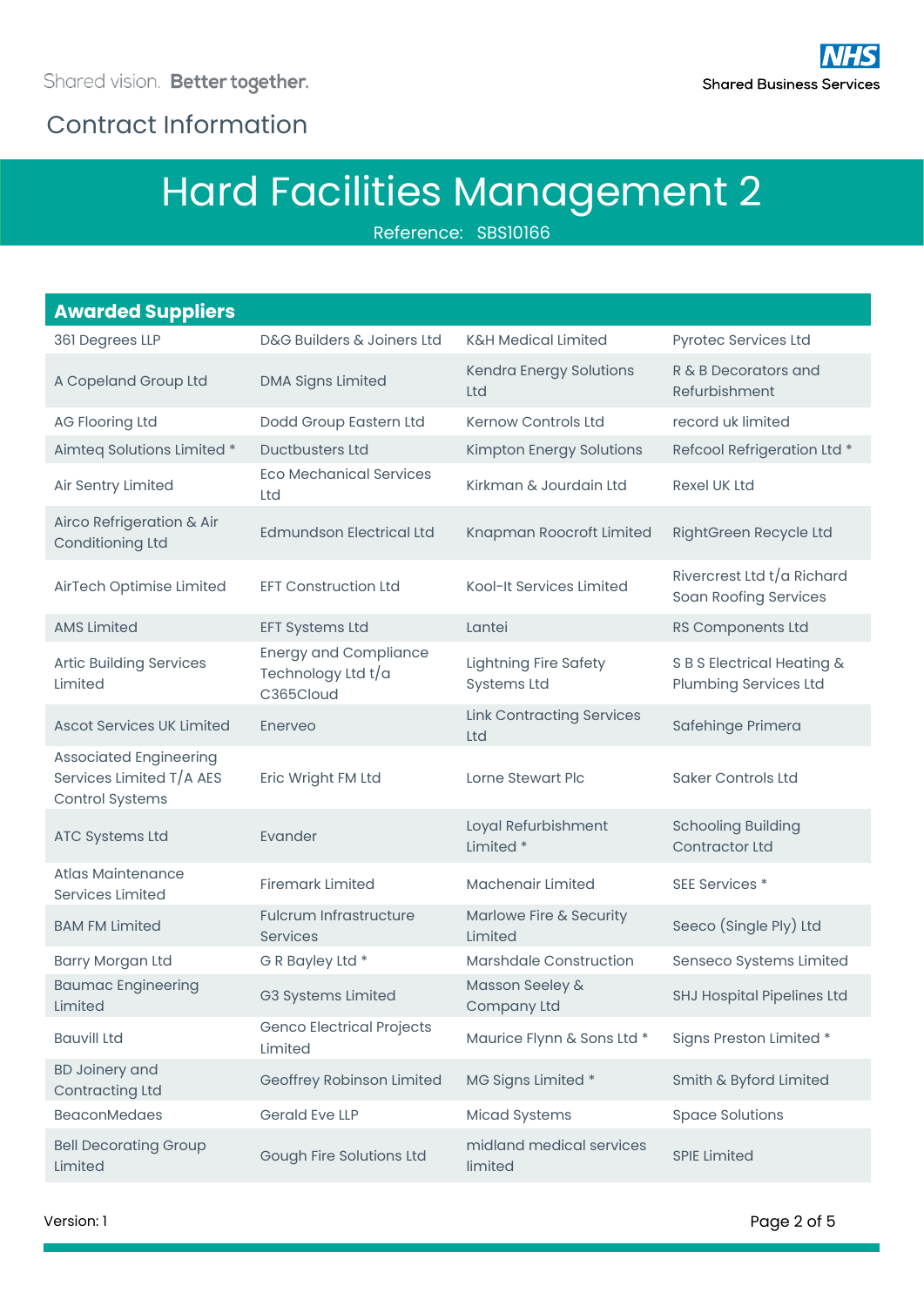Shared vision. Better together.

NHS Shared Business Services

Contract Information

# Hard Facilities Management 2

Reference: SBS10166

## Awarded Suppliers

| | | | |
|---|---|---|---|
| 361 Degrees LLP | D&G Builders & Joiners Ltd | K&H Medical Limited | Pyrotec Services Ltd |
| A Copeland Group Ltd | DMA Signs Limited | Kendra Energy Solutions Ltd | R & B Decorators and Refurbishment |
| AG Flooring Ltd | Dodd Group Eastern Ltd | Kernow Controls Ltd | record uk limited |
| Aimteq Solutions Limited * | Ductbusters Ltd | Kimpton Energy Solutions | Refcool Refrigeration Ltd * |
| Air Sentry Limited | Eco Mechanical Services Ltd | Kirkman & Jourdain Ltd | Rexel UK Ltd |
| Airco Refrigeration & Air Conditioning Ltd | Edmundson Electrical Ltd | Knapman Roocroft Limited | RightGreen Recycle Ltd |
| AirTech Optimise Limited | EFT Construction Ltd | Kool-It Services Limited | Rivercrest Ltd t/a Richard Soan Roofing Services |
| AMS Limited | EFT Systems Ltd | Lantei | RS Components Ltd |
| Artic Building Services Limited | Energy and Compliance Technology Ltd t/a C365Cloud | Lightning Fire Safety Systems Ltd | S B S Electrical Heating & Plumbing Services Ltd |
| Ascot Services UK Limited | Enerveo | Link Contracting Services Ltd | Safehinge Primera |
| Associated Engineering Services Limited T/A AES Control Systems | Eric Wright FM Ltd | Lorne Stewart Plc | Saker Controls Ltd |
| ATC Systems Ltd | Evander | Loyal Refurbishment Limited * | Schooling Building Contractor Ltd |
| Atlas Maintenance Services Limited | Firemark Limited | Machenair Limited | SEE Services * |
| BAM FM Limited | Fulcrum Infrastructure Services | Marlowe Fire & Security Limited | Seeco (Single Ply) Ltd |
| Barry Morgan Ltd | G R Bayley Ltd * | Marshdale Construction | Senseco Systems Limited |
| Baumac Engineering Limited | G3 Systems Limited | Masson Seeley & Company Ltd | SHJ Hospital Pipelines Ltd |
| Bauvill Ltd | Genco Electrical Projects Limited | Maurice Flynn & Sons Ltd * | Signs Preston Limited * |
| BD Joinery and Contracting Ltd | Geoffrey Robinson Limited | MG Signs Limited * | Smith & Byford Limited |
| BeaconMedaes | Gerald Eve LLP | Micad Systems | Space Solutions |
| Bell Decorating Group Limited | Gough Fire Solutions Ltd | midland medical services limited | SPIE Limited |

Version: 1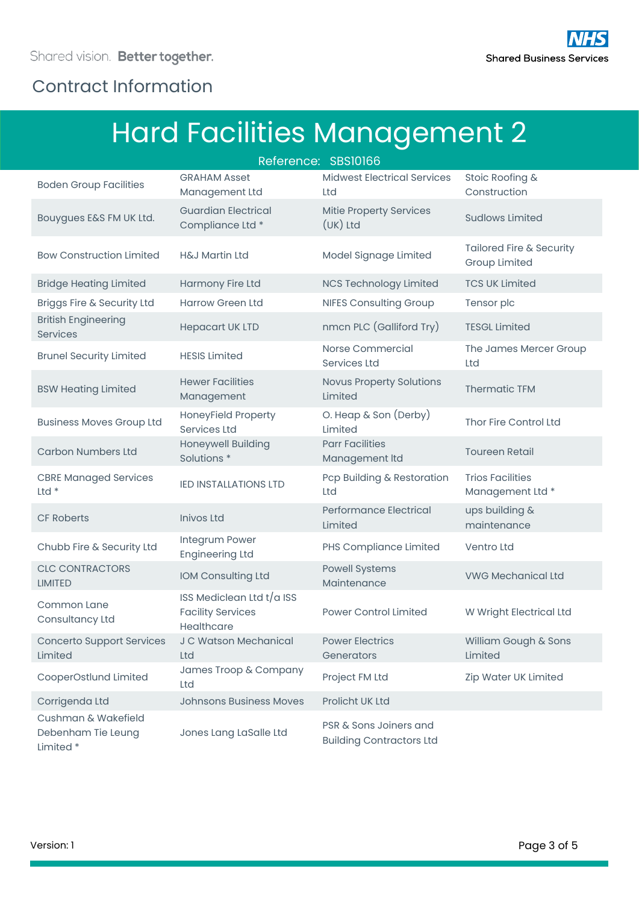Shared vision. Better together.

NHS Shared Business Services

## Contract Information

# Hard Facilities Management 2

Reference: SBS10166

| | | | |
|---|---|---|---|
| Boden Group Facilities | GRAHAM Asset Management Ltd | Midwest Electrical Services Ltd | Stoic Roofing & Construction |
| Bouygues E&S FM UK Ltd. | Guardian Electrical Compliance Ltd * | Mitie Property Services (UK) Ltd | Sudlows Limited |
| Bow Construction Limited | H&J Martin Ltd | Model Signage Limited | Tailored Fire & Security Group Limited |
| Bridge Heating Limited | Harmony Fire Ltd | NCS Technology Limited | TCS UK Limited |
| Briggs Fire & Security Ltd | Harrow Green Ltd | NIFES Consulting Group | Tensor plc |
| British Engineering Services | Hepacart UK LTD | nmcn PLC (Galliford Try) | TESGL Limited |
| Brunel Security Limited | HESIS Limited | Norse Commercial Services Ltd | The James Mercer Group Ltd |
| BSW Heating Limited | Hewer Facilities Management | Novus Property Solutions Limited | Thermatic TFM |
| Business Moves Group Ltd | HoneyField Property Services Ltd | O. Heap & Son (Derby) Limited | Thor Fire Control Ltd |
| Carbon Numbers Ltd | Honeywell Building Solutions * | Parr Facilities Management ltd | Toureen Retail |
| CBRE Managed Services Ltd * | IED INSTALLATIONS LTD | Pcp Building & Restoration Ltd | Trios Facilities Management Ltd * |
| CF Roberts | Inivos Ltd | Performance Electrical Limited | ups building & maintenance |
| Chubb Fire & Security Ltd | Integrum Power Engineering Ltd | PHS Compliance Limited | Ventro Ltd |
| CLC CONTRACTORS LIMITED | IOM Consulting Ltd | Powell Systems Maintenance | VWG Mechanical Ltd |
| Common Lane Consultancy Ltd | ISS Mediclean Ltd t/a ISS Facility Services Healthcare | Power Control Limited | W Wright Electrical Ltd |
| Concerto Support Services Limited | J C Watson Mechanical Ltd | Power Electrics Generators | William Gough & Sons Limited |
| CooperOstlund Limited | James Troop & Company Ltd | Project FM Ltd | Zip Water UK Limited |
| Corrigenda Ltd | Johnsons Business Moves | Prolicht UK Ltd | |
| Cushman & Wakefield Debenham Tie Leung Limited * | Jones Lang LaSalle Ltd | PSR & Sons Joiners and Building Contractors Ltd | |

Version: 1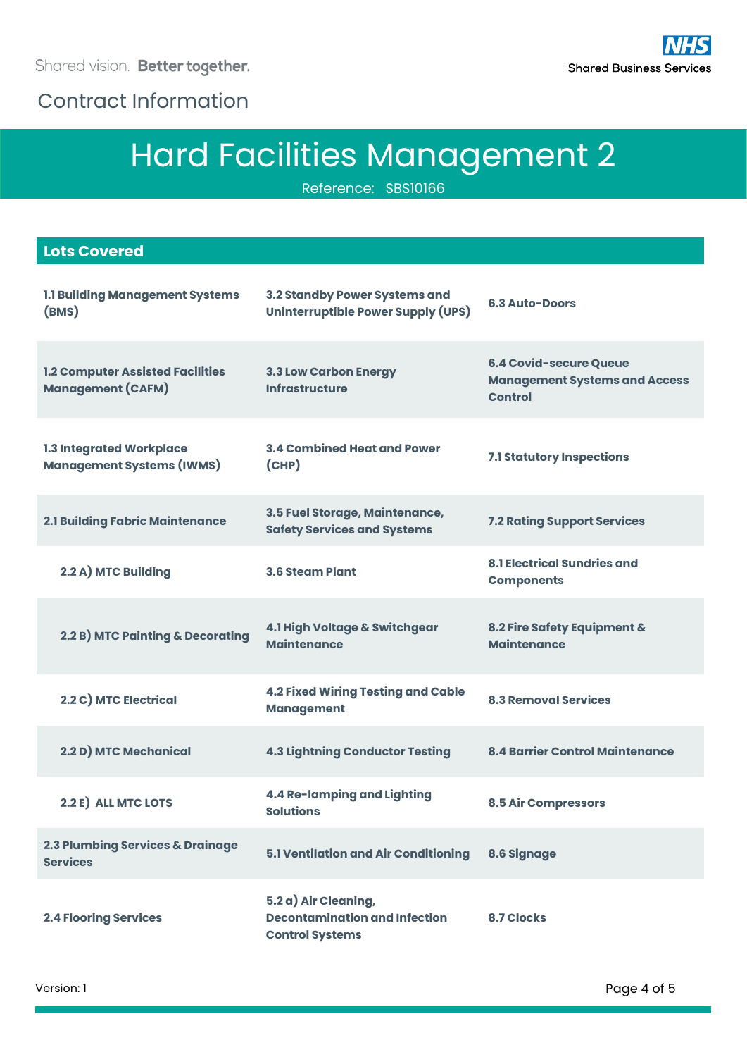Shared vision. Better together.

Contract Information

# Hard Facilities Management 2

Reference: SBS10166

## Lots Covered

| | | |
|---|---|---|
| 1.1 Building Management Systems (BMS) | 3.2 Standby Power Systems and Uninterruptible Power Supply (UPS) | 6.3 Auto-Doors |
| 1.2 Computer Assisted Facilities Management (CAFM) | 3.3 Low Carbon Energy Infrastructure | 6.4 Covid-secure Queue Management Systems and Access Control |
| 1.3 Integrated Workplace Management Systems (IWMS) | 3.4 Combined Heat and Power (CHP) | 7.1 Statutory Inspections |
| 2.1 Building Fabric Maintenance | 3.5 Fuel Storage, Maintenance, Safety Services and Systems | 7.2 Rating Support Services |
| 2.2 A) MTC Building | 3.6 Steam Plant | 8.1 Electrical Sundries and Components |
| 2.2 B) MTC Painting & Decorating | 4.1 High Voltage & Switchgear Maintenance | 8.2 Fire Safety Equipment & Maintenance |
| 2.2 C) MTC Electrical | 4.2 Fixed Wiring Testing and Cable Management | 8.3 Removal Services |
| 2.2 D) MTC Mechanical | 4.3 Lightning Conductor Testing | 8.4 Barrier Control Maintenance |
| 2.2 E) ALL MTC LOTS | 4.4 Re-lamping and Lighting Solutions | 8.5 Air Compressors |
| 2.3 Plumbing Services & Drainage Services | 5.1 Ventilation and Air Conditioning | 8.6 Signage |
| 2.4 Flooring Services | 5.2 a) Air Cleaning, Decontamination and Infection Control Systems | 8.7 Clocks |

Version: 1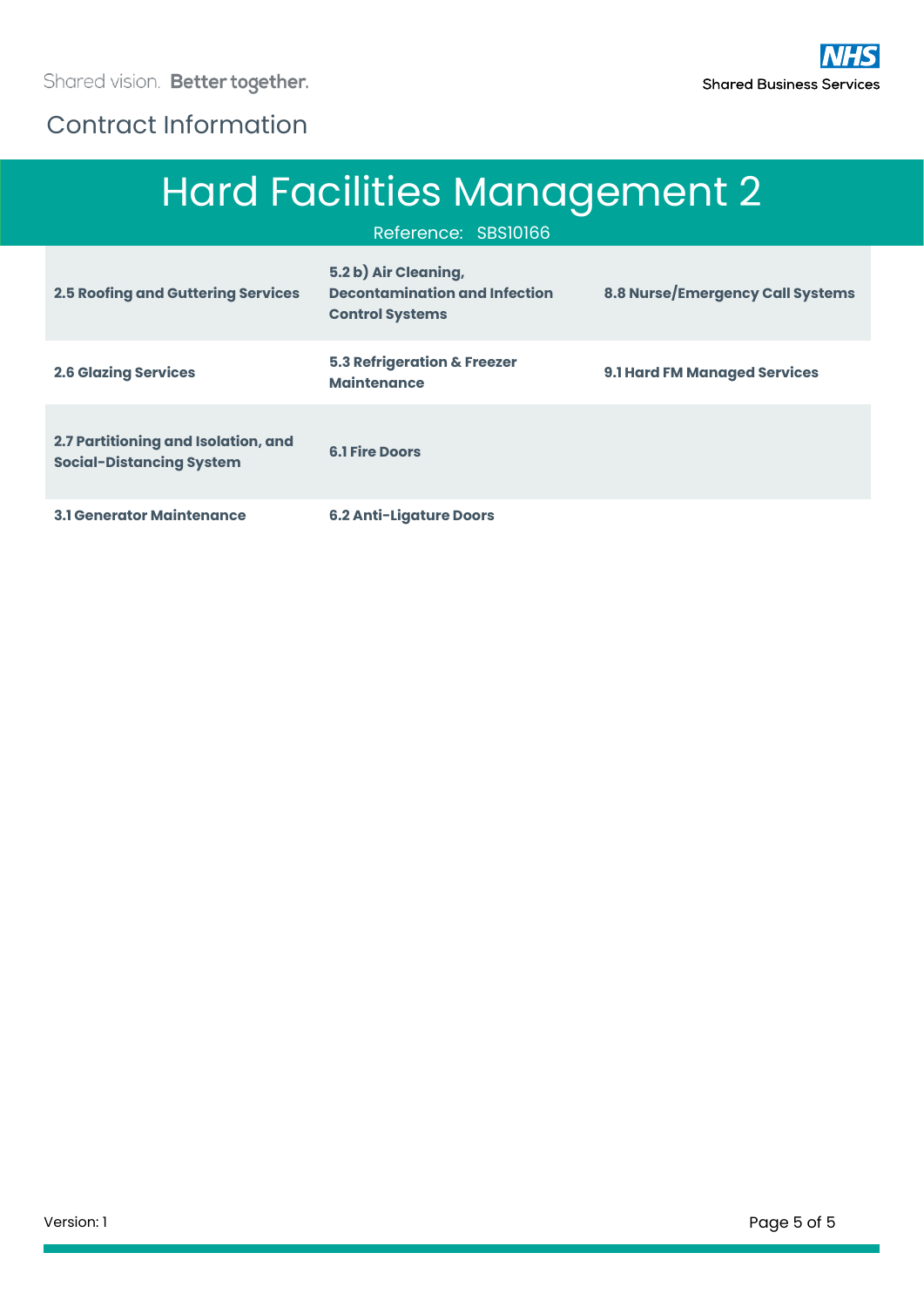# Hard Facilities Management 2

Reference: SBS10166

| | | |
|---|---|---|
| **2.5 Roofing and Guttering Services** | **5.2 b) Air Cleaning, Decontamination and Infection Control Systems** | **8.8 Nurse/Emergency Call Systems** |
| **2.6 Glazing Services** | **5.3 Refrigeration & Freezer Maintenance** | **9.1 Hard FM Managed Services** |
| **2.7 Partitioning and Isolation, and Social-Distancing System** | **6.1 Fire Doors** | |
| **3.1 Generator Maintenance** | **6.2 Anti-Ligature Doors** | |